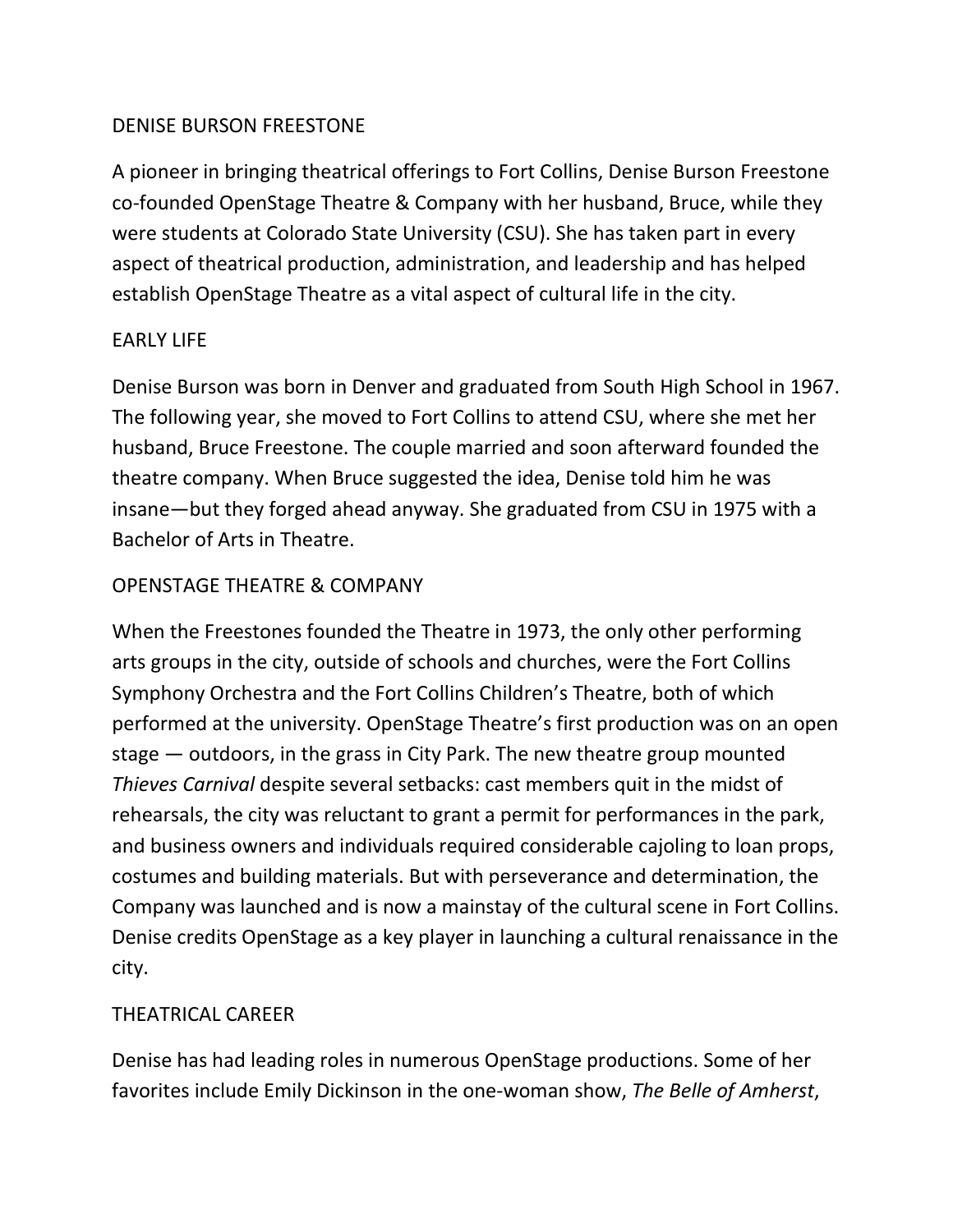# DENISE BURSON FREESTONE

A pioneer in bringing theatrical offerings to Fort Collins, Denise Burson Freestone co-founded OpenStage Theatre & Company with her husband, Bruce, while they were students at Colorado State University (CSU). She has taken part in every aspect of theatrical production, administration, and leadership and has helped establish OpenStage Theatre as a vital aspect of cultural life in the city.

## EARLY LIFE

Denise Burson was born in Denver and graduated from South High School in 1967. The following year, she moved to Fort Collins to attend CSU, where she met her husband, Bruce Freestone. The couple married and soon afterward founded the theatre company. When Bruce suggested the idea, Denise told him he was insane—but they forged ahead anyway. She graduated from CSU in 1975 with a Bachelor of Arts in Theatre.

## OPENSTAGE THEATRE & COMPANY

When the Freestones founded the Theatre in 1973, the only other performing arts groups in the city, outside of schools and churches, were the Fort Collins Symphony Orchestra and the Fort Collins Children's Theatre, both of which performed at the university. OpenStage Theatre's first production was on an open stage — outdoors, in the grass in City Park. The new theatre group mounted *Thieves Carnival* despite several setbacks: cast members quit in the midst of rehearsals, the city was reluctant to grant a permit for performances in the park, and business owners and individuals required considerable cajoling to loan props, costumes and building materials. But with perseverance and determination, the Company was launched and is now a mainstay of the cultural scene in Fort Collins. Denise credits OpenStage as a key player in launching a cultural renaissance in the city.

## THEATRICAL CAREER

Denise has had leading roles in numerous OpenStage productions. Some of her favorites include Emily Dickinson in the one-woman show, *The Belle of Amherst*,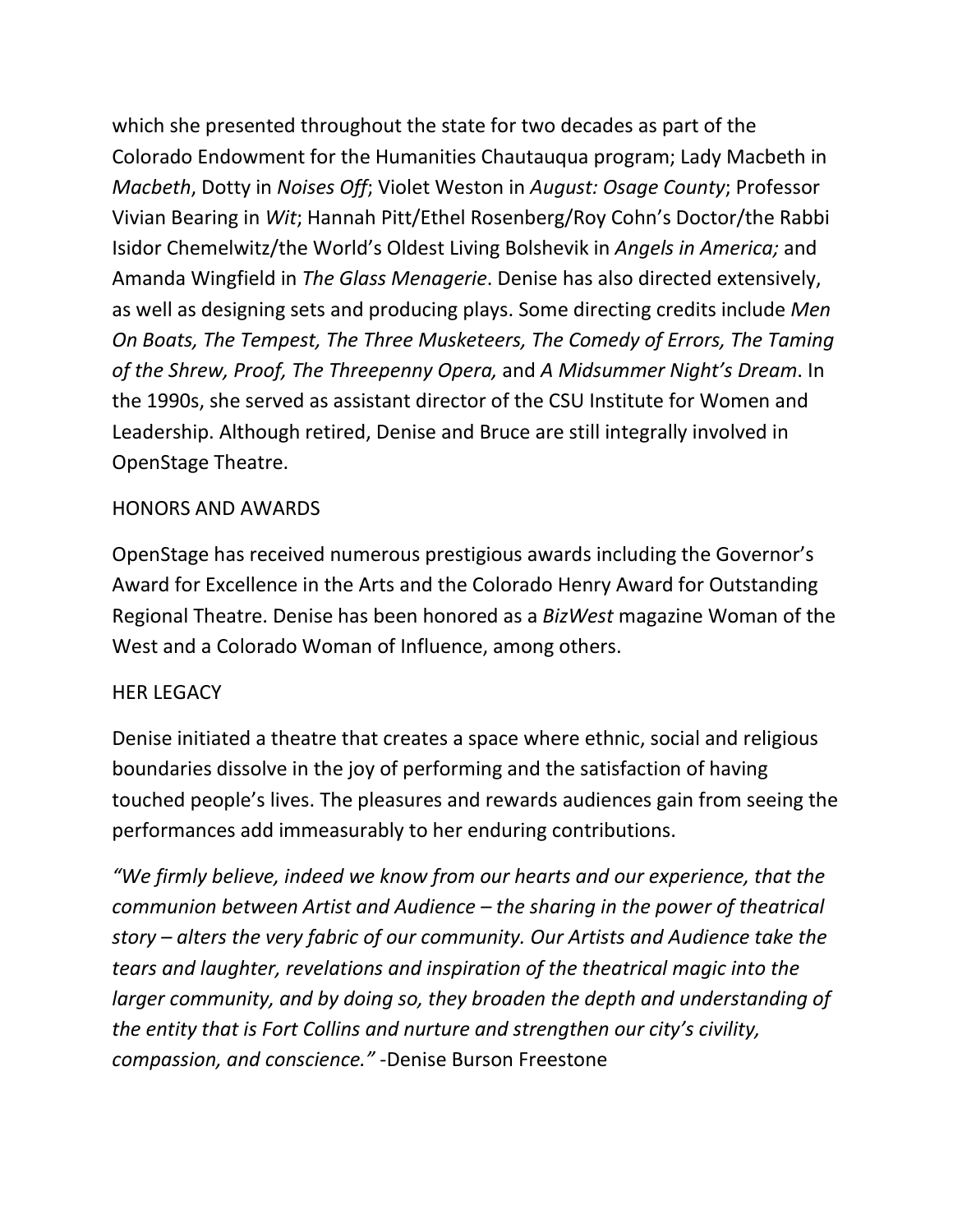which she presented throughout the state for two decades as part of the Colorado Endowment for the Humanities Chautauqua program; Lady Macbeth in *Macbeth*, Dotty in *Noises Off*; Violet Weston in *August: Osage County*; Professor Vivian Bearing in *Wit*; Hannah Pitt/Ethel Rosenberg/Roy Cohn's Doctor/the Rabbi Isidor Chemelwitz/the World's Oldest Living Bolshevik in *Angels in America;* and Amanda Wingfield in *The Glass Menagerie*. Denise has also directed extensively, as well as designing sets and producing plays. Some directing credits include *Men On Boats, The Tempest, The Three Musketeers, The Comedy of Errors, The Taming of the Shrew, Proof, The Threepenny Opera,* and *A Midsummer Night's Dream*. In the 1990s, she served as assistant director of the CSU Institute for Women and Leadership. Although retired, Denise and Bruce are still integrally involved in OpenStage Theatre.

## HONORS AND AWARDS

OpenStage has received numerous prestigious awards including the Governor's Award for Excellence in the Arts and the Colorado Henry Award for Outstanding Regional Theatre. Denise has been honored as a *BizWest* magazine Woman of the West and a Colorado Woman of Influence, among others.

## HER LEGACY

Denise initiated a theatre that creates a space where ethnic, social and religious boundaries dissolve in the joy of performing and the satisfaction of having touched people's lives. The pleasures and rewards audiences gain from seeing the performances add immeasurably to her enduring contributions.

*"We firmly believe, indeed we know from our hearts and our experience, that the communion between Artist and Audience – the sharing in the power of theatrical story – alters the very fabric of our community. Our Artists and Audience take the tears and laughter, revelations and inspiration of the theatrical magic into the larger community, and by doing so, they broaden the depth and understanding of the entity that is Fort Collins and nurture and strengthen our city's civility, compassion, and conscience."* -Denise Burson Freestone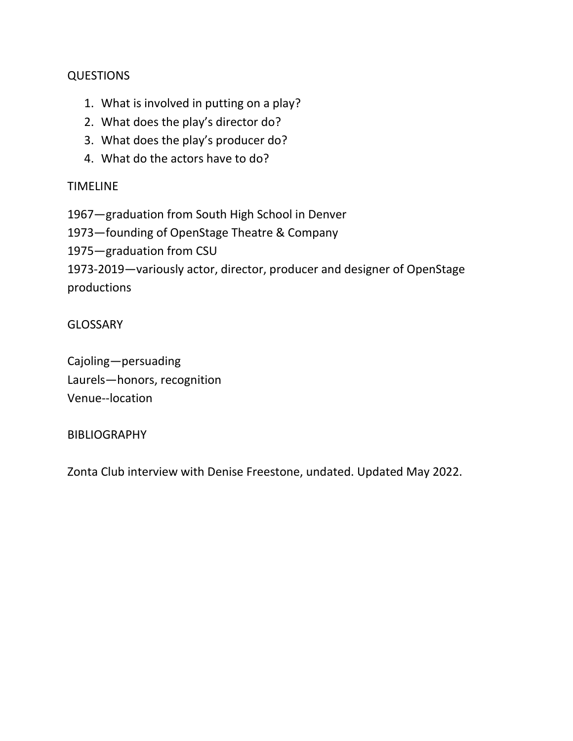## QUESTIONS

1. What is involved in putting on a play?
2. What does the play's director do?
3. What does the play's producer do?
4. What do the actors have to do?

## TIMELINE

1967—graduation from South High School in Denver

1973—founding of OpenStage Theatre & Company

1975—graduation from CSU

1973-2019—variously actor, director, producer and designer of OpenStage productions

## GLOSSARY

Cajoling—persuading

Laurels—honors, recognition

Venue--location

## BIBLIOGRAPHY

Zonta Club interview with Denise Freestone, undated. Updated May 2022.